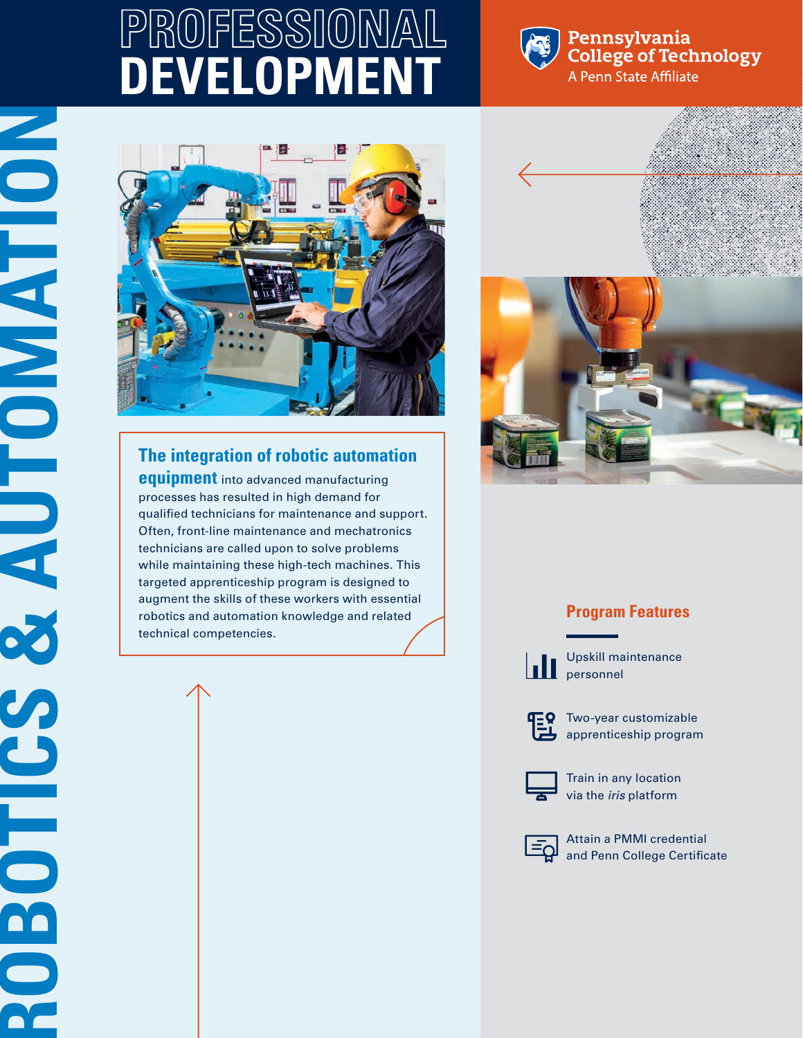# PROFESSIONAL DEVELOPMENT

Pennsylvania College of Technology
A Penn State Affiliate

## ROBOTICS & AUTOMATION

**The integration of robotic automation equipment** into advanced manufacturing processes has resulted in high demand for qualified technicians for maintenance and support. Often, front-line maintenance and mechatronics technicians are called upon to solve problems while maintaining these high-tech machines. This targeted apprenticeship program is designed to augment the skills of these workers with essential robotics and automation knowledge and related technical competencies.

### Program Features

- Upskill maintenance personnel
- Two-year customizable apprenticeship program
- Train in any location via the *iris* platform
- Attain a PMMI credential and Penn College Certificate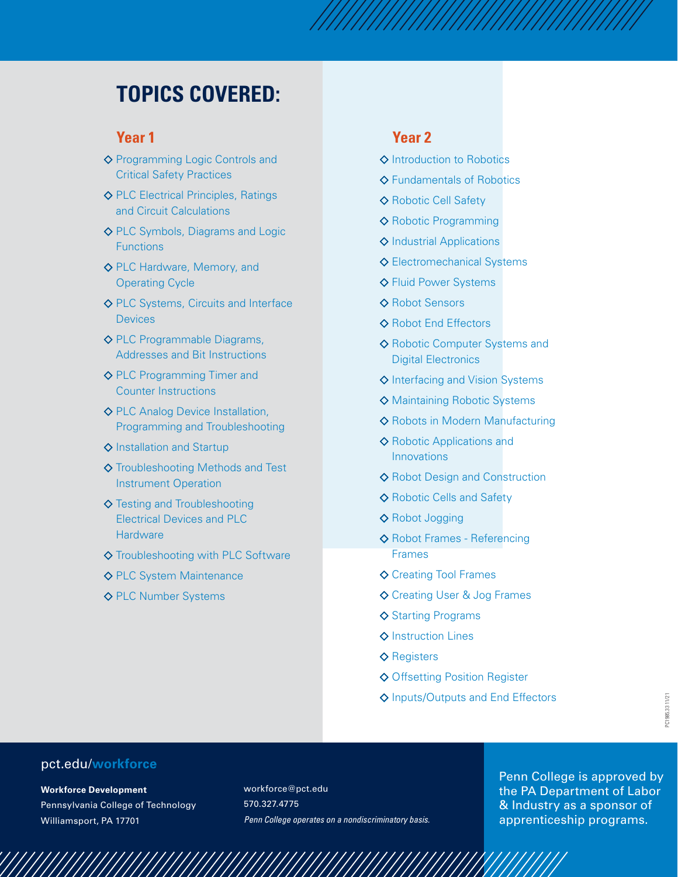# TOPICS COVERED:

## Year 1

- Programming Logic Controls and Critical Safety Practices
- PLC Electrical Principles, Ratings and Circuit Calculations
- PLC Symbols, Diagrams and Logic Functions
- PLC Hardware, Memory, and Operating Cycle
- PLC Systems, Circuits and Interface Devices
- PLC Programmable Diagrams, Addresses and Bit Instructions
- PLC Programming Timer and Counter Instructions
- PLC Analog Device Installation, Programming and Troubleshooting
- Installation and Startup
- Troubleshooting Methods and Test Instrument Operation
- Testing and Troubleshooting Electrical Devices and PLC Hardware
- Troubleshooting with PLC Software
- PLC System Maintenance
- PLC Number Systems

## Year 2

- Introduction to Robotics
- Fundamentals of Robotics
- Robotic Cell Safety
- Robotic Programming
- Industrial Applications
- Electromechanical Systems
- Fluid Power Systems
- Robot Sensors
- Robot End Effectors
- Robotic Computer Systems and Digital Electronics
- Interfacing and Vision Systems
- Maintaining Robotic Systems
- Robots in Modern Manufacturing
- Robotic Applications and Innovations
- Robot Design and Construction
- Robotic Cells and Safety
- Robot Jogging
- Robot Frames - Referencing Frames
- Creating Tool Frames
- Creating User & Jog Frames
- Starting Programs
- Instruction Lines
- Registers
- Offsetting Position Register
- Inputs/Outputs and End Effectors

PC1865.33 11/21

pct.edu/**workforce**

**Workforce Development**
Pennsylvania College of Technology
Williamsport, PA 17701

workforce@pct.edu
570.327.4775
*Penn College operates on a nondiscriminatory basis.*

Penn College is approved by the PA Department of Labor & Industry as a sponsor of apprenticeship programs.